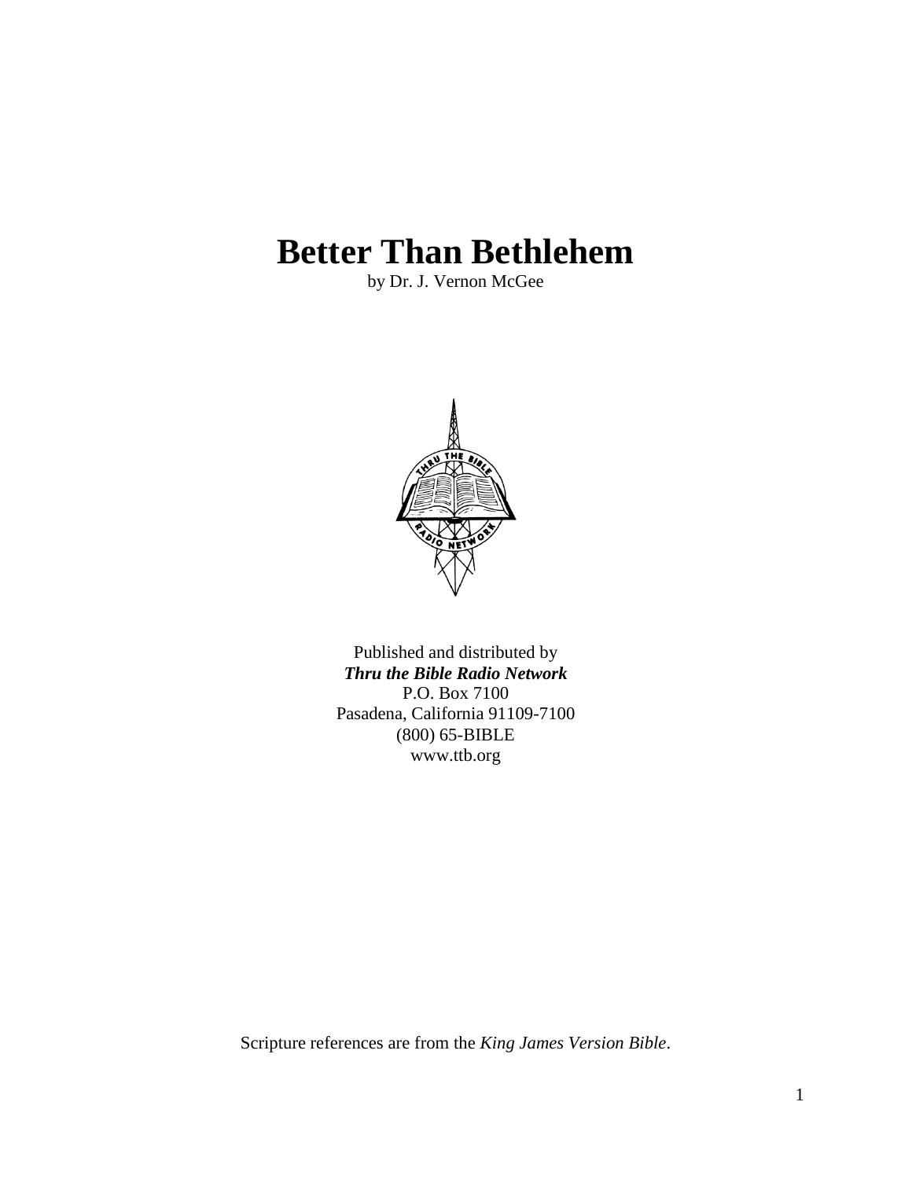# Better Than Bethlehem

by Dr. J. Vernon McGee

Published and distributed by
***Thru the Bible Radio Network***
P.O. Box 7100
Pasadena, California 91109-7100
(800) 65-BIBLE
www.ttb.org

Scripture references are from the *King James Version Bible*.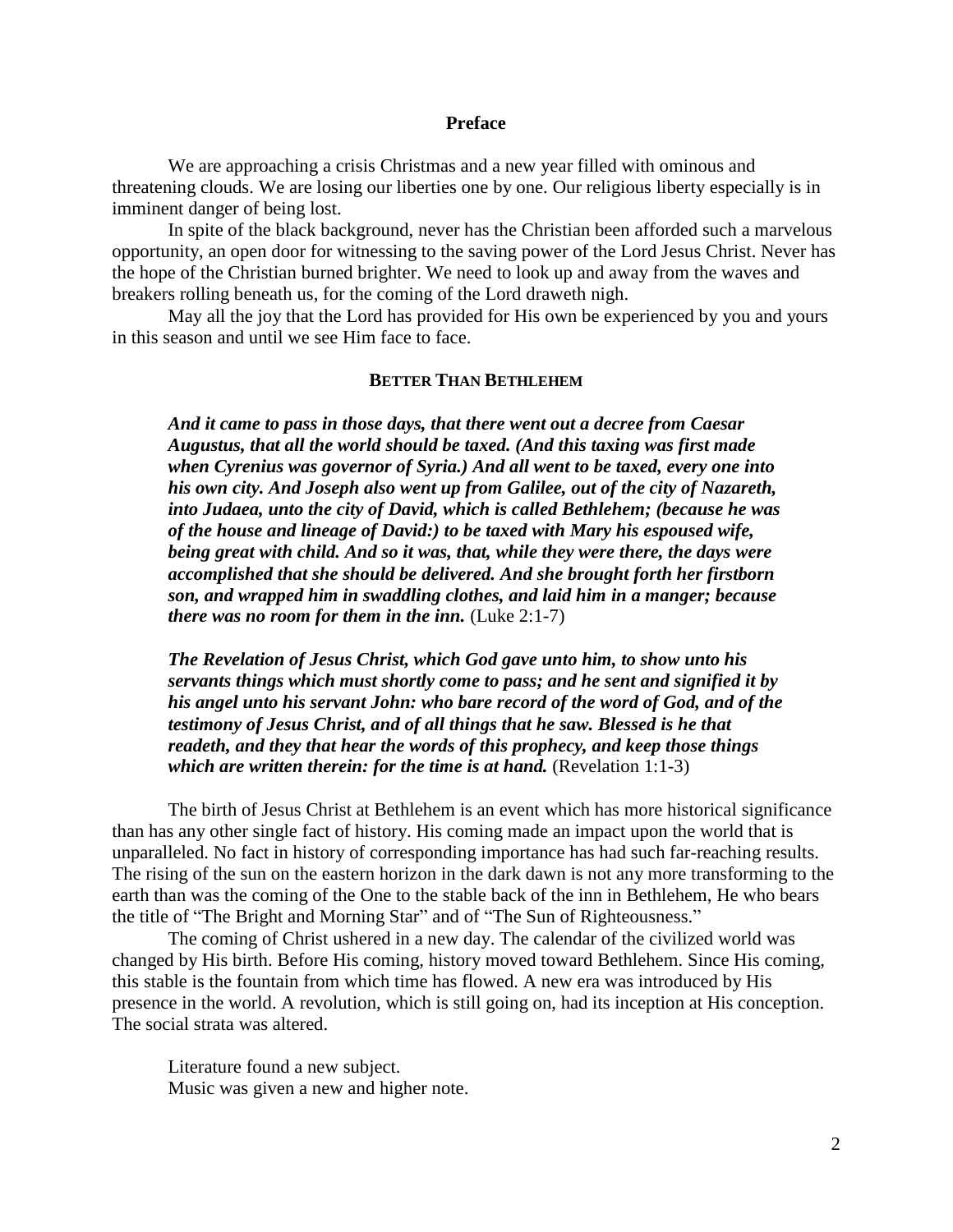## Preface

We are approaching a crisis Christmas and a new year filled with ominous and threatening clouds. We are losing our liberties one by one. Our religious liberty especially is in imminent danger of being lost.

In spite of the black background, never has the Christian been afforded such a marvelous opportunity, an open door for witnessing to the saving power of the Lord Jesus Christ. Never has the hope of the Christian burned brighter. We need to look up and away from the waves and breakers rolling beneath us, for the coming of the Lord draweth nigh.

May all the joy that the Lord has provided for His own be experienced by you and yours in this season and until we see Him face to face.

## Better Than Bethlehem

> ***And it came to pass in those days, that there went out a decree from Caesar Augustus, that all the world should be taxed. (And this taxing was first made when Cyrenius was governor of Syria.) And all went to be taxed, every one into his own city. And Joseph also went up from Galilee, out of the city of Nazareth, into Judaea, unto the city of David, which is called Bethlehem; (because he was of the house and lineage of David:) to be taxed with Mary his espoused wife, being great with child. And so it was, that, while they were there, the days were accomplished that she should be delivered. And she brought forth her firstborn son, and wrapped him in swaddling clothes, and laid him in a manger; because there was no room for them in the inn.*** (Luke 2:1-7)

> ***The Revelation of Jesus Christ, which God gave unto him, to show unto his servants things which must shortly come to pass; and he sent and signified it by his angel unto his servant John: who bare record of the word of God, and of the testimony of Jesus Christ, and of all things that he saw. Blessed is he that readeth, and they that hear the words of this prophecy, and keep those things which are written therein: for the time is at hand.*** (Revelation 1:1-3)

The birth of Jesus Christ at Bethlehem is an event which has more historical significance than has any other single fact of history. His coming made an impact upon the world that is unparalleled. No fact in history of corresponding importance has had such far-reaching results. The rising of the sun on the eastern horizon in the dark dawn is not any more transforming to the earth than was the coming of the One to the stable back of the inn in Bethlehem, He who bears the title of "The Bright and Morning Star" and of "The Sun of Righteousness."

The coming of Christ ushered in a new day. The calendar of the civilized world was changed by His birth. Before His coming, history moved toward Bethlehem. Since His coming, this stable is the fountain from which time has flowed. A new era was introduced by His presence in the world. A revolution, which is still going on, had its inception at His conception. The social strata was altered.

Literature found a new subject.
Music was given a new and higher note.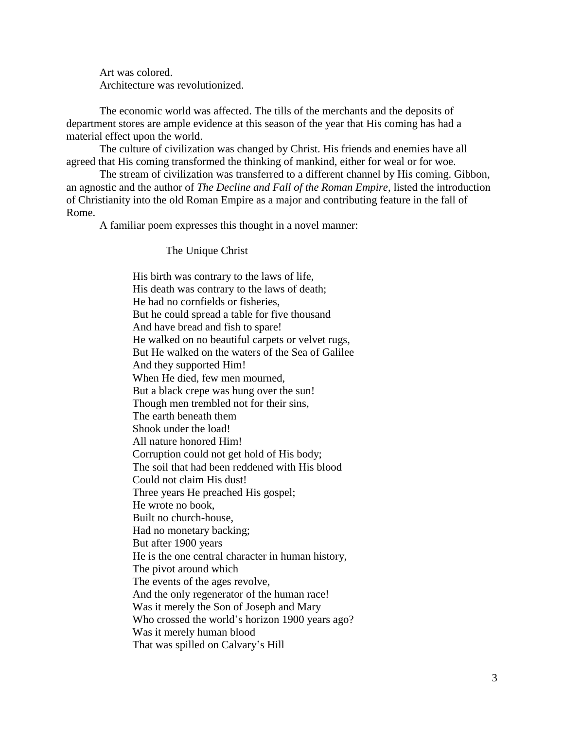Art was colored.
Architecture was revolutionized.

The economic world was affected. The tills of the merchants and the deposits of department stores are ample evidence at this season of the year that His coming has had a material effect upon the world.

The culture of civilization was changed by Christ. His friends and enemies have all agreed that His coming transformed the thinking of mankind, either for weal or for woe.

The stream of civilization was transferred to a different channel by His coming. Gibbon, an agnostic and the author of *The Decline and Fall of the Roman Empire*, listed the introduction of Christianity into the old Roman Empire as a major and contributing feature in the fall of Rome.

A familiar poem expresses this thought in a novel manner:

The Unique Christ

His birth was contrary to the laws of life,
His death was contrary to the laws of death;
He had no cornfields or fisheries,
But he could spread a table for five thousand
And have bread and fish to spare!
He walked on no beautiful carpets or velvet rugs,
But He walked on the waters of the Sea of Galilee
And they supported Him!
When He died, few men mourned,
But a black crepe was hung over the sun!
Though men trembled not for their sins,
The earth beneath them
Shook under the load!
All nature honored Him!
Corruption could not get hold of His body;
The soil that had been reddened with His blood
Could not claim His dust!
Three years He preached His gospel;
He wrote no book,
Built no church-house,
Had no monetary backing;
But after 1900 years
He is the one central character in human history,
The pivot around which
The events of the ages revolve,
And the only regenerator of the human race!
Was it merely the Son of Joseph and Mary
Who crossed the world's horizon 1900 years ago?
Was it merely human blood
That was spilled on Calvary's Hill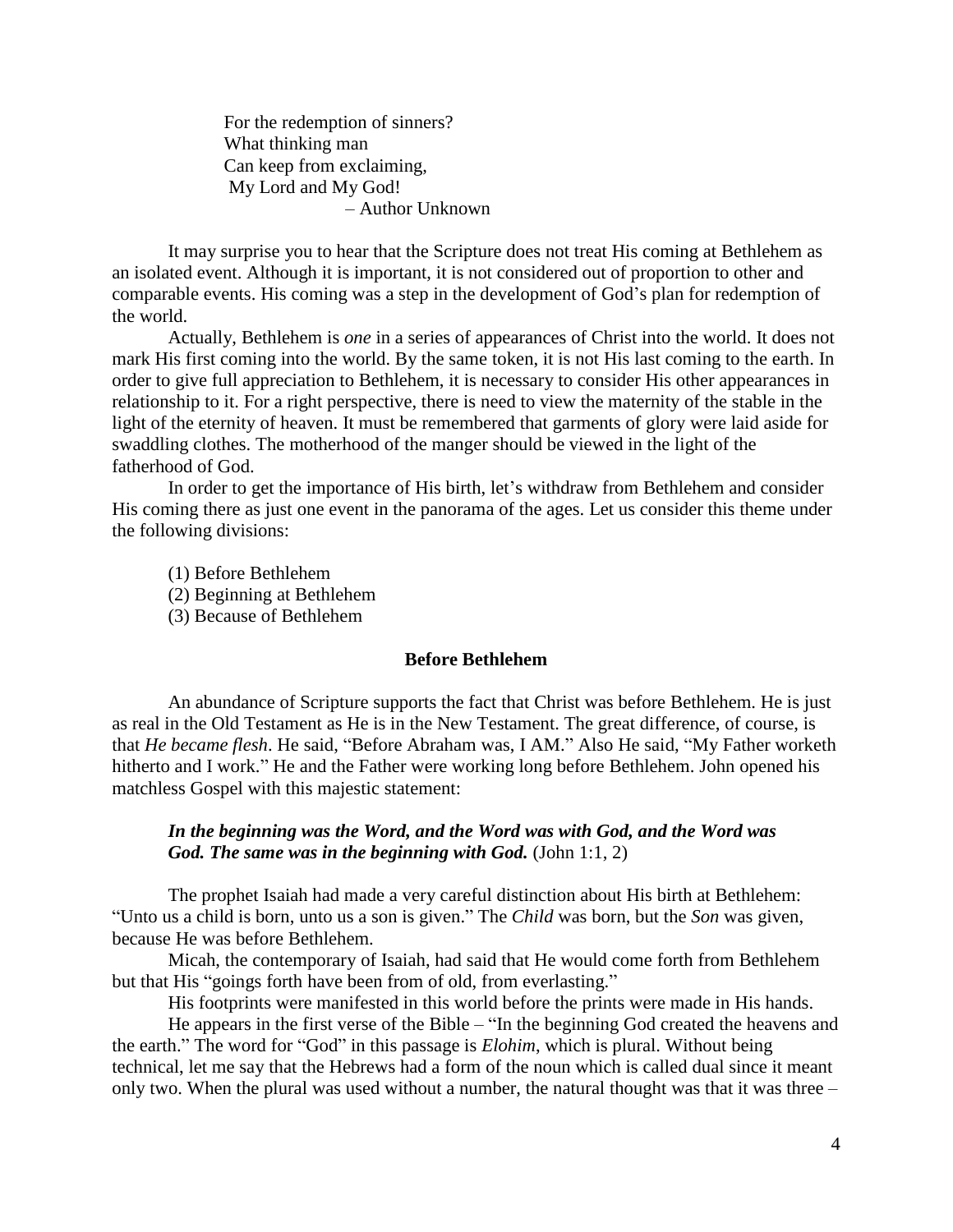For the redemption of sinners?  
What thinking man  
Can keep from exclaiming,  
My Lord and My God!  
– Author Unknown

It may surprise you to hear that the Scripture does not treat His coming at Bethlehem as an isolated event. Although it is important, it is not considered out of proportion to other and comparable events. His coming was a step in the development of God's plan for redemption of the world.

Actually, Bethlehem is *one* in a series of appearances of Christ into the world. It does not mark His first coming into the world. By the same token, it is not His last coming to the earth. In order to give full appreciation to Bethlehem, it is necessary to consider His other appearances in relationship to it. For a right perspective, there is need to view the maternity of the stable in the light of the eternity of heaven. It must be remembered that garments of glory were laid aside for swaddling clothes. The motherhood of the manger should be viewed in the light of the fatherhood of God.

In order to get the importance of His birth, let's withdraw from Bethlehem and consider His coming there as just one event in the panorama of the ages. Let us consider this theme under the following divisions:

(1) Before Bethlehem  
(2) Beginning at Bethlehem  
(3) Because of Bethlehem

**Before Bethlehem**

An abundance of Scripture supports the fact that Christ was before Bethlehem. He is just as real in the Old Testament as He is in the New Testament. The great difference, of course, is that *He became flesh*. He said, "Before Abraham was, I AM." Also He said, "My Father worketh hitherto and I work." He and the Father were working long before Bethlehem. John opened his matchless Gospel with this majestic statement:

> ***In the beginning was the Word, and the Word was with God, and the Word was God. The same was in the beginning with God.*** (John 1:1, 2)

The prophet Isaiah had made a very careful distinction about His birth at Bethlehem: "Unto us a child is born, unto us a son is given." The *Child* was born, but the *Son* was given, because He was before Bethlehem.

Micah, the contemporary of Isaiah, had said that He would come forth from Bethlehem but that His "goings forth have been from of old, from everlasting."

His footprints were manifested in this world before the prints were made in His hands.

He appears in the first verse of the Bible – "In the beginning God created the heavens and the earth." The word for "God" in this passage is *Elohim*, which is plural. Without being technical, let me say that the Hebrews had a form of the noun which is called dual since it meant only two. When the plural was used without a number, the natural thought was that it was three –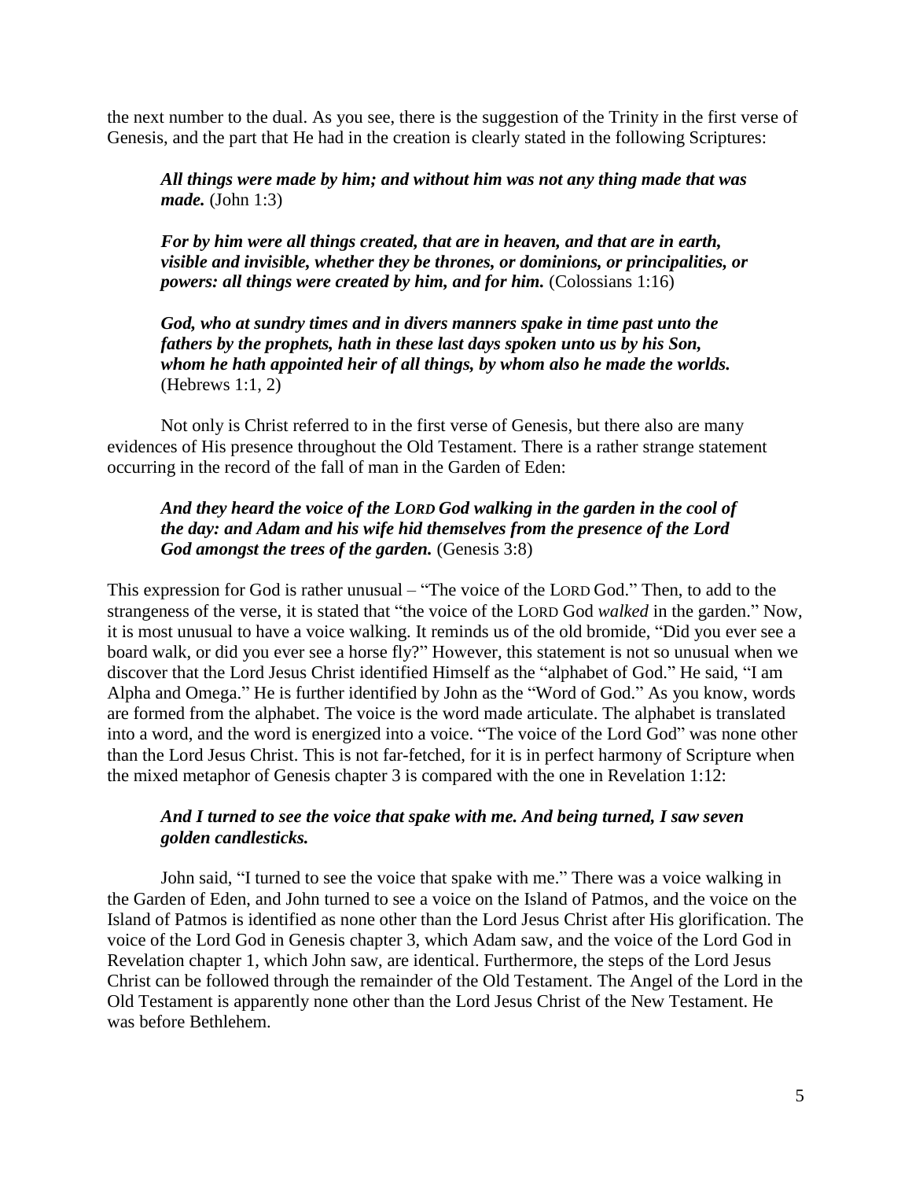the next number to the dual. As you see, there is the suggestion of the Trinity in the first verse of Genesis, and the part that He had in the creation is clearly stated in the following Scriptures:

> ***All things were made by him; and without him was not any thing made that was made.*** (John 1:3)

> ***For by him were all things created, that are in heaven, and that are in earth, visible and invisible, whether they be thrones, or dominions, or principalities, or powers: all things were created by him, and for him.*** (Colossians 1:16)

> ***God, who at sundry times and in divers manners spake in time past unto the fathers by the prophets, hath in these last days spoken unto us by his Son, whom he hath appointed heir of all things, by whom also he made the worlds.*** (Hebrews 1:1, 2)

Not only is Christ referred to in the first verse of Genesis, but there also are many evidences of His presence throughout the Old Testament. There is a rather strange statement occurring in the record of the fall of man in the Garden of Eden:

> ***And they heard the voice of the LORD God walking in the garden in the cool of the day: and Adam and his wife hid themselves from the presence of the Lord God amongst the trees of the garden.*** (Genesis 3:8)

This expression for God is rather unusual – "The voice of the LORD God." Then, to add to the strangeness of the verse, it is stated that "the voice of the LORD God *walked* in the garden." Now, it is most unusual to have a voice walking. It reminds us of the old bromide, "Did you ever see a board walk, or did you ever see a horse fly?" However, this statement is not so unusual when we discover that the Lord Jesus Christ identified Himself as the "alphabet of God." He said, "I am Alpha and Omega." He is further identified by John as the "Word of God." As you know, words are formed from the alphabet. The voice is the word made articulate. The alphabet is translated into a word, and the word is energized into a voice. "The voice of the Lord God" was none other than the Lord Jesus Christ. This is not far-fetched, for it is in perfect harmony of Scripture when the mixed metaphor of Genesis chapter 3 is compared with the one in Revelation 1:12:

> ***And I turned to see the voice that spake with me. And being turned, I saw seven golden candlesticks.***

John said, "I turned to see the voice that spake with me." There was a voice walking in the Garden of Eden, and John turned to see a voice on the Island of Patmos, and the voice on the Island of Patmos is identified as none other than the Lord Jesus Christ after His glorification. The voice of the Lord God in Genesis chapter 3, which Adam saw, and the voice of the Lord God in Revelation chapter 1, which John saw, are identical. Furthermore, the steps of the Lord Jesus Christ can be followed through the remainder of the Old Testament. The Angel of the Lord in the Old Testament is apparently none other than the Lord Jesus Christ of the New Testament. He was before Bethlehem.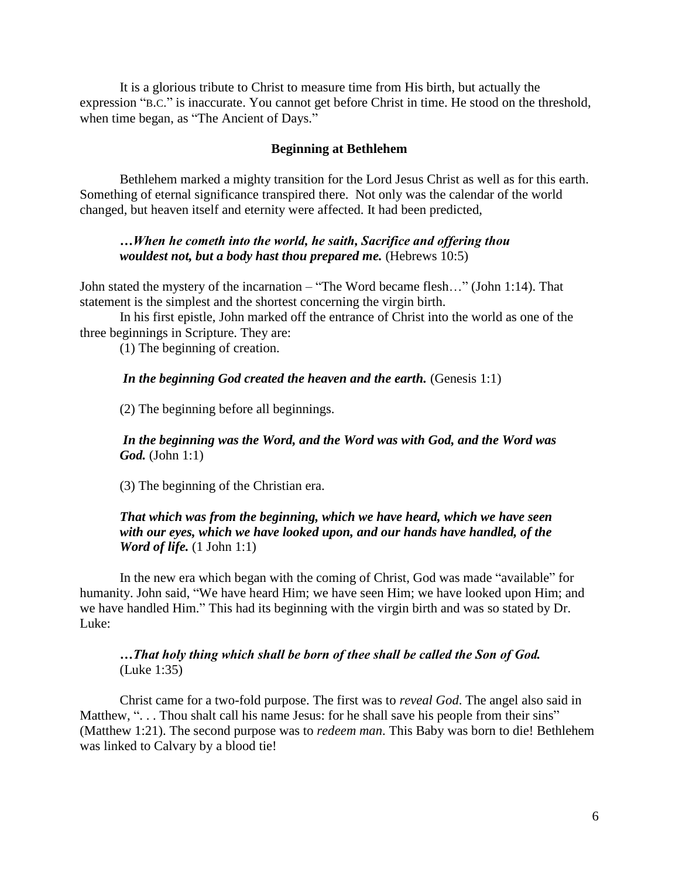It is a glorious tribute to Christ to measure time from His birth, but actually the expression "B.C." is inaccurate. You cannot get before Christ in time. He stood on the threshold, when time began, as "The Ancient of Days."

### Beginning at Bethlehem

Bethlehem marked a mighty transition for the Lord Jesus Christ as well as for this earth. Something of eternal significance transpired there. Not only was the calendar of the world changed, but heaven itself and eternity were affected. It had been predicted,

> ***…When he cometh into the world, he saith, Sacrifice and offering thou wouldest not, but a body hast thou prepared me.*** (Hebrews 10:5)

John stated the mystery of the incarnation – "The Word became flesh…" (John 1:14). That statement is the simplest and the shortest concerning the virgin birth.

In his first epistle, John marked off the entrance of Christ into the world as one of the three beginnings in Scripture. They are:

(1) The beginning of creation.

> ***In the beginning God created the heaven and the earth.*** (Genesis 1:1)

(2) The beginning before all beginnings.

> ***In the beginning was the Word, and the Word was with God, and the Word was God.*** (John 1:1)

(3) The beginning of the Christian era.

> ***That which was from the beginning, which we have heard, which we have seen with our eyes, which we have looked upon, and our hands have handled, of the Word of life.*** (1 John 1:1)

In the new era which began with the coming of Christ, God was made "available" for humanity. John said, "We have heard Him; we have seen Him; we have looked upon Him; and we have handled Him." This had its beginning with the virgin birth and was so stated by Dr. Luke:

> ***…That holy thing which shall be born of thee shall be called the Son of God.*** (Luke 1:35)

Christ came for a two-fold purpose. The first was to *reveal God*. The angel also said in Matthew, ". . . Thou shalt call his name Jesus: for he shall save his people from their sins" (Matthew 1:21). The second purpose was to *redeem man*. This Baby was born to die! Bethlehem was linked to Calvary by a blood tie!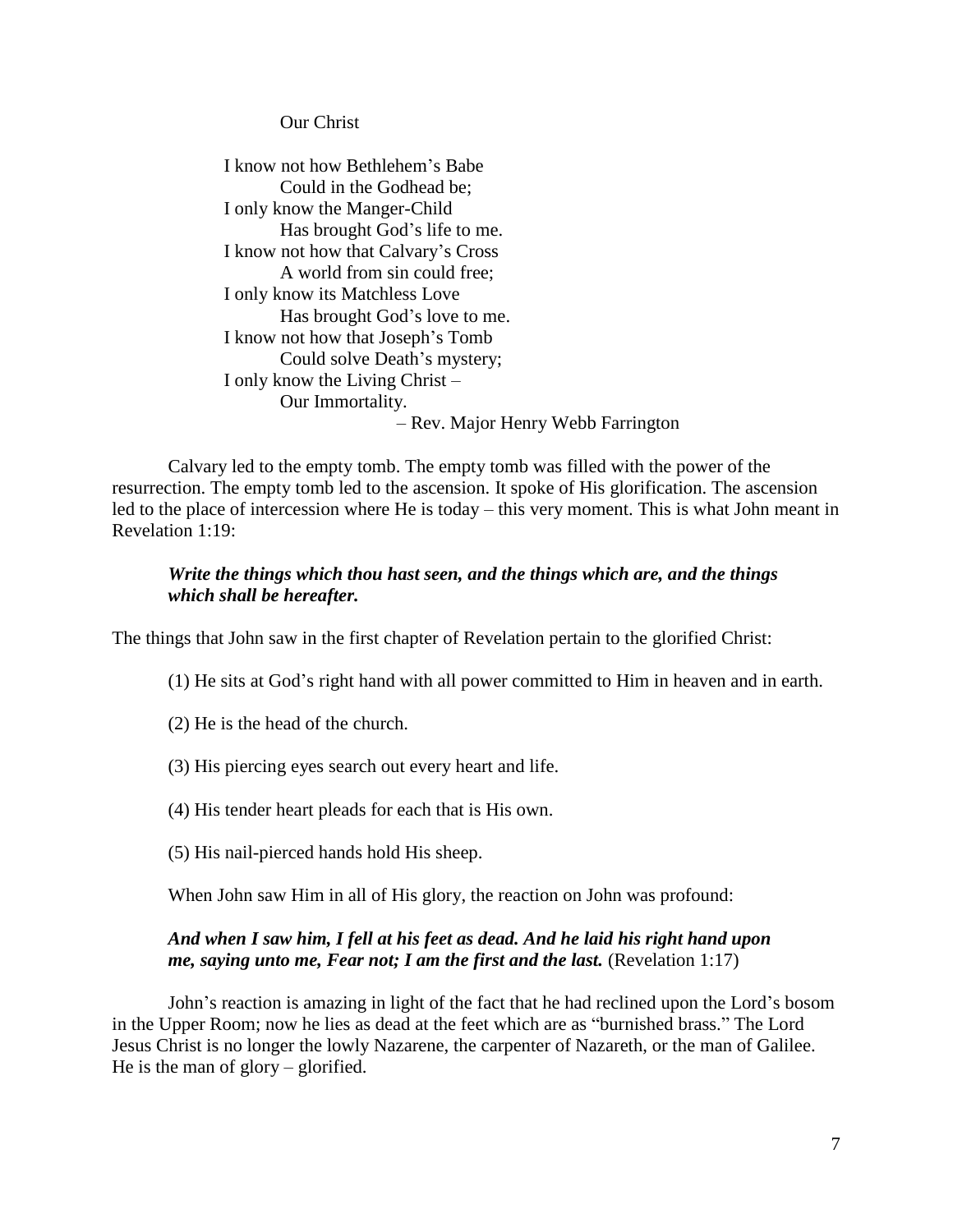Our Christ

I know not how Bethlehem's Babe
  Could in the Godhead be;
I only know the Manger-Child
  Has brought God's life to me.
I know not how that Calvary's Cross
  A world from sin could free;
I only know its Matchless Love
  Has brought God's love to me.
I know not how that Joseph's Tomb
  Could solve Death's mystery;
I only know the Living Christ –
  Our Immortality.

– Rev. Major Henry Webb Farrington

Calvary led to the empty tomb. The empty tomb was filled with the power of the resurrection. The empty tomb led to the ascension. It spoke of His glorification. The ascension led to the place of intercession where He is today – this very moment. This is what John meant in Revelation 1:19:

> ***Write the things which thou hast seen, and the things which are, and the things which shall be hereafter.***

The things that John saw in the first chapter of Revelation pertain to the glorified Christ:

(1) He sits at God's right hand with all power committed to Him in heaven and in earth.

(2) He is the head of the church.

(3) His piercing eyes search out every heart and life.

(4) His tender heart pleads for each that is His own.

(5) His nail-pierced hands hold His sheep.

When John saw Him in all of His glory, the reaction on John was profound:

> ***And when I saw him, I fell at his feet as dead. And he laid his right hand upon me, saying unto me, Fear not; I am the first and the last.*** (Revelation 1:17)

John's reaction is amazing in light of the fact that he had reclined upon the Lord's bosom in the Upper Room; now he lies as dead at the feet which are as "burnished brass." The Lord Jesus Christ is no longer the lowly Nazarene, the carpenter of Nazareth, or the man of Galilee. He is the man of glory – glorified.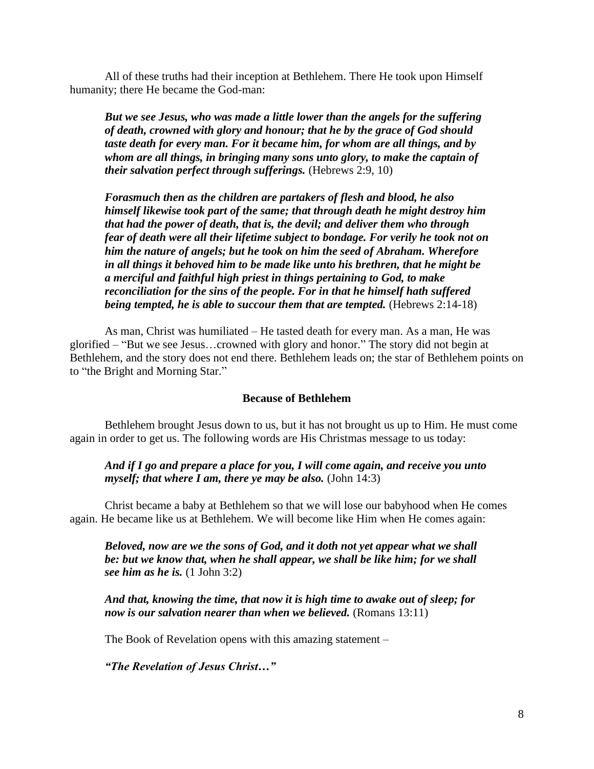All of these truths had their inception at Bethlehem. There He took upon Himself humanity; there He became the God-man:

> ***But we see Jesus, who was made a little lower than the angels for the suffering of death, crowned with glory and honour; that he by the grace of God should taste death for every man. For it became him, for whom are all things, and by whom are all things, in bringing many sons unto glory, to make the captain of their salvation perfect through sufferings.*** (Hebrews 2:9, 10)

> ***Forasmuch then as the children are partakers of flesh and blood, he also himself likewise took part of the same; that through death he might destroy him that had the power of death, that is, the devil; and deliver them who through fear of death were all their lifetime subject to bondage. For verily he took not on him the nature of angels; but he took on him the seed of Abraham. Wherefore in all things it behoved him to be made like unto his brethren, that he might be a merciful and faithful high priest in things pertaining to God, to make reconciliation for the sins of the people. For in that he himself hath suffered being tempted, he is able to succour them that are tempted.*** (Hebrews 2:14-18)

As man, Christ was humiliated – He tasted death for every man. As a man, He was glorified – "But we see Jesus…crowned with glory and honor." The story did not begin at Bethlehem, and the story does not end there. Bethlehem leads on; the star of Bethlehem points on to "the Bright and Morning Star."

### Because of Bethlehem

Bethlehem brought Jesus down to us, but it has not brought us up to Him. He must come again in order to get us. The following words are His Christmas message to us today:

> ***And if I go and prepare a place for you, I will come again, and receive you unto myself; that where I am, there ye may be also.*** (John 14:3)

Christ became a baby at Bethlehem so that we will lose our babyhood when He comes again. He became like us at Bethlehem. We will become like Him when He comes again:

> ***Beloved, now are we the sons of God, and it doth not yet appear what we shall be: but we know that, when he shall appear, we shall be like him; for we shall see him as he is.*** (1 John 3:2)

> ***And that, knowing the time, that now it is high time to awake out of sleep; for now is our salvation nearer than when we believed.*** (Romans 13:11)

The Book of Revelation opens with this amazing statement –

***"The Revelation of Jesus Christ…"***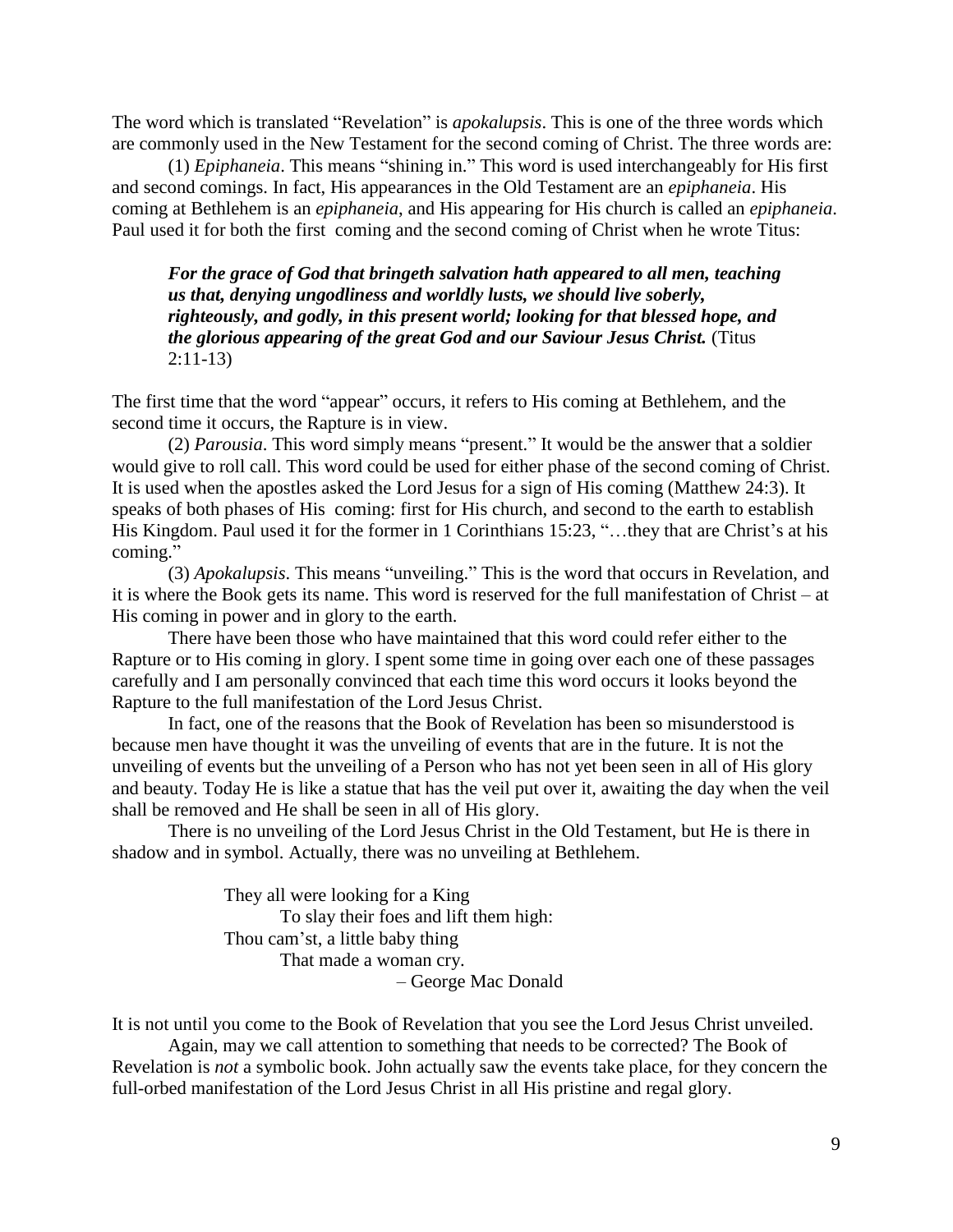The word which is translated "Revelation" is *apokalupsis*. This is one of the three words which are commonly used in the New Testament for the second coming of Christ. The three words are:

(1) *Epiphaneia*. This means "shining in." This word is used interchangeably for His first and second comings. In fact, His appearances in the Old Testament are an *epiphaneia*. His coming at Bethlehem is an *epiphaneia*, and His appearing for His church is called an *epiphaneia*. Paul used it for both the first coming and the second coming of Christ when he wrote Titus:

> ***For the grace of God that bringeth salvation hath appeared to all men, teaching us that, denying ungodliness and worldly lusts, we should live soberly, righteously, and godly, in this present world; looking for that blessed hope, and the glorious appearing of the great God and our Saviour Jesus Christ.*** (Titus 2:11-13)

The first time that the word "appear" occurs, it refers to His coming at Bethlehem, and the second time it occurs, the Rapture is in view.

(2) *Parousia*. This word simply means "present." It would be the answer that a soldier would give to roll call. This word could be used for either phase of the second coming of Christ. It is used when the apostles asked the Lord Jesus for a sign of His coming (Matthew 24:3). It speaks of both phases of His coming: first for His church, and second to the earth to establish His Kingdom. Paul used it for the former in 1 Corinthians 15:23, "…they that are Christ's at his coming."

(3) *Apokalupsis*. This means "unveiling." This is the word that occurs in Revelation, and it is where the Book gets its name. This word is reserved for the full manifestation of Christ – at His coming in power and in glory to the earth.

There have been those who have maintained that this word could refer either to the Rapture or to His coming in glory. I spent some time in going over each one of these passages carefully and I am personally convinced that each time this word occurs it looks beyond the Rapture to the full manifestation of the Lord Jesus Christ.

In fact, one of the reasons that the Book of Revelation has been so misunderstood is because men have thought it was the unveiling of events that are in the future. It is not the unveiling of events but the unveiling of a Person who has not yet been seen in all of His glory and beauty. Today He is like a statue that has the veil put over it, awaiting the day when the veil shall be removed and He shall be seen in all of His glory.

There is no unveiling of the Lord Jesus Christ in the Old Testament, but He is there in shadow and in symbol. Actually, there was no unveiling at Bethlehem.

> They all were looking for a King
> To slay their foes and lift them high:
> Thou cam'st, a little baby thing
> That made a woman cry.
> – George Mac Donald

It is not until you come to the Book of Revelation that you see the Lord Jesus Christ unveiled.

Again, may we call attention to something that needs to be corrected? The Book of Revelation is *not* a symbolic book. John actually saw the events take place, for they concern the full-orbed manifestation of the Lord Jesus Christ in all His pristine and regal glory.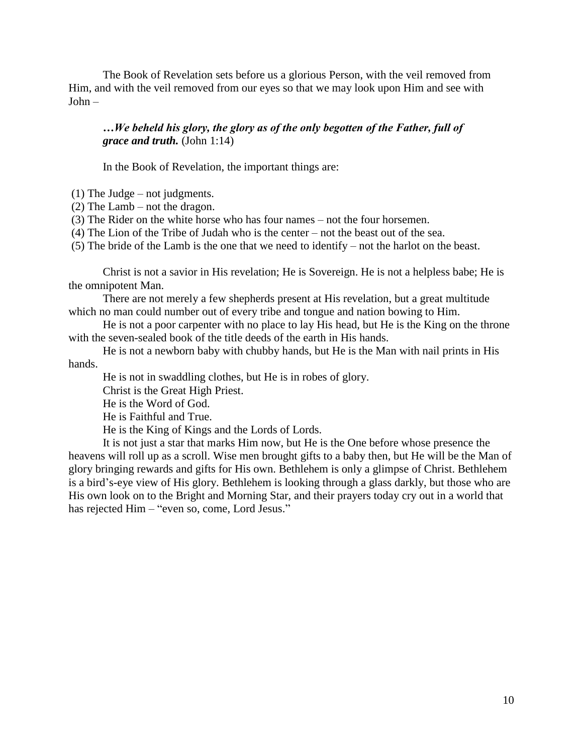The Book of Revelation sets before us a glorious Person, with the veil removed from Him, and with the veil removed from our eyes so that we may look upon Him and see with John –

> ***…We beheld his glory, the glory as of the only begotten of the Father, full of grace and truth.*** (John 1:14)

In the Book of Revelation, the important things are:

(1) The Judge – not judgments.
(2) The Lamb – not the dragon.
(3) The Rider on the white horse who has four names – not the four horsemen.
(4) The Lion of the Tribe of Judah who is the center – not the beast out of the sea.
(5) The bride of the Lamb is the one that we need to identify – not the harlot on the beast.

Christ is not a savior in His revelation; He is Sovereign. He is not a helpless babe; He is the omnipotent Man.

There are not merely a few shepherds present at His revelation, but a great multitude which no man could number out of every tribe and tongue and nation bowing to Him.

He is not a poor carpenter with no place to lay His head, but He is the King on the throne with the seven-sealed book of the title deeds of the earth in His hands.

He is not a newborn baby with chubby hands, but He is the Man with nail prints in His hands.

He is not in swaddling clothes, but He is in robes of glory.

Christ is the Great High Priest.

He is the Word of God.

He is Faithful and True.

He is the King of Kings and the Lords of Lords.

It is not just a star that marks Him now, but He is the One before whose presence the heavens will roll up as a scroll. Wise men brought gifts to a baby then, but He will be the Man of glory bringing rewards and gifts for His own. Bethlehem is only a glimpse of Christ. Bethlehem is a bird's-eye view of His glory. Bethlehem is looking through a glass darkly, but those who are His own look on to the Bright and Morning Star, and their prayers today cry out in a world that has rejected Him – "even so, come, Lord Jesus."